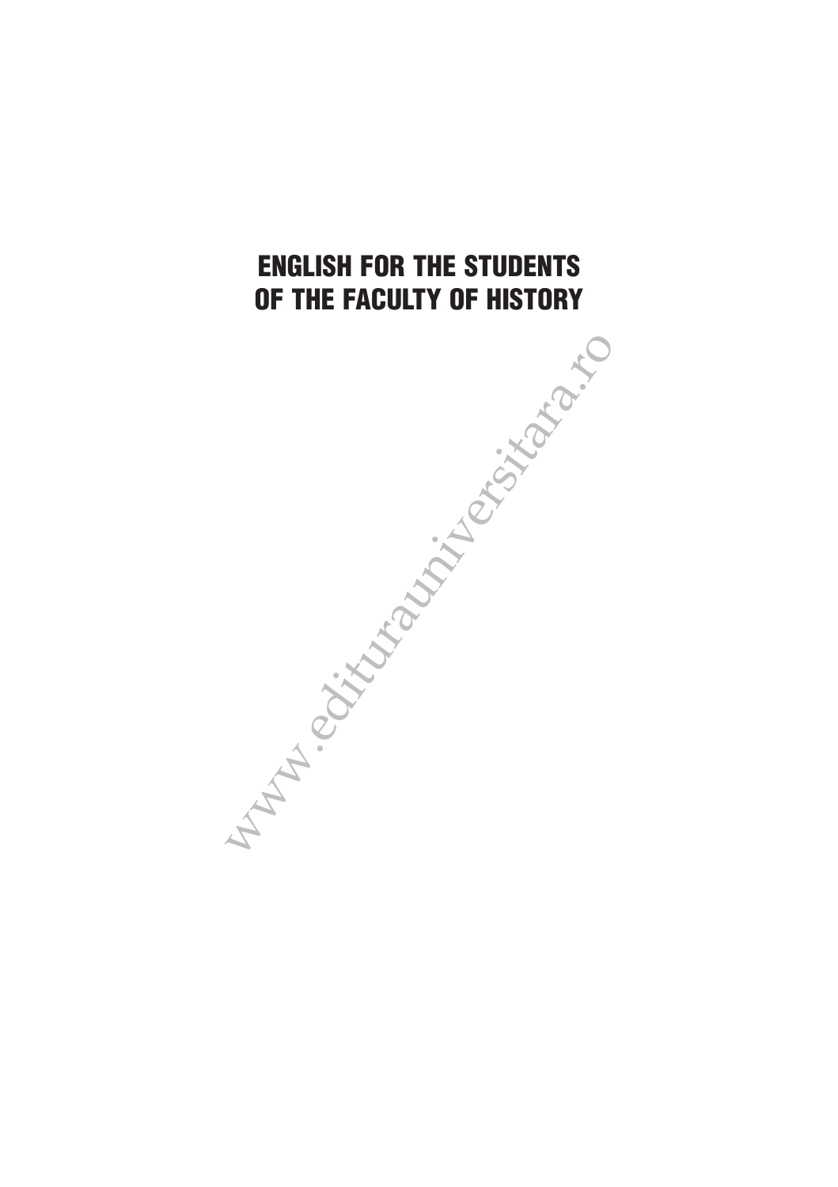# ENGLISH FOR THE STUDENTS OF THE FACULTY OF HISTORY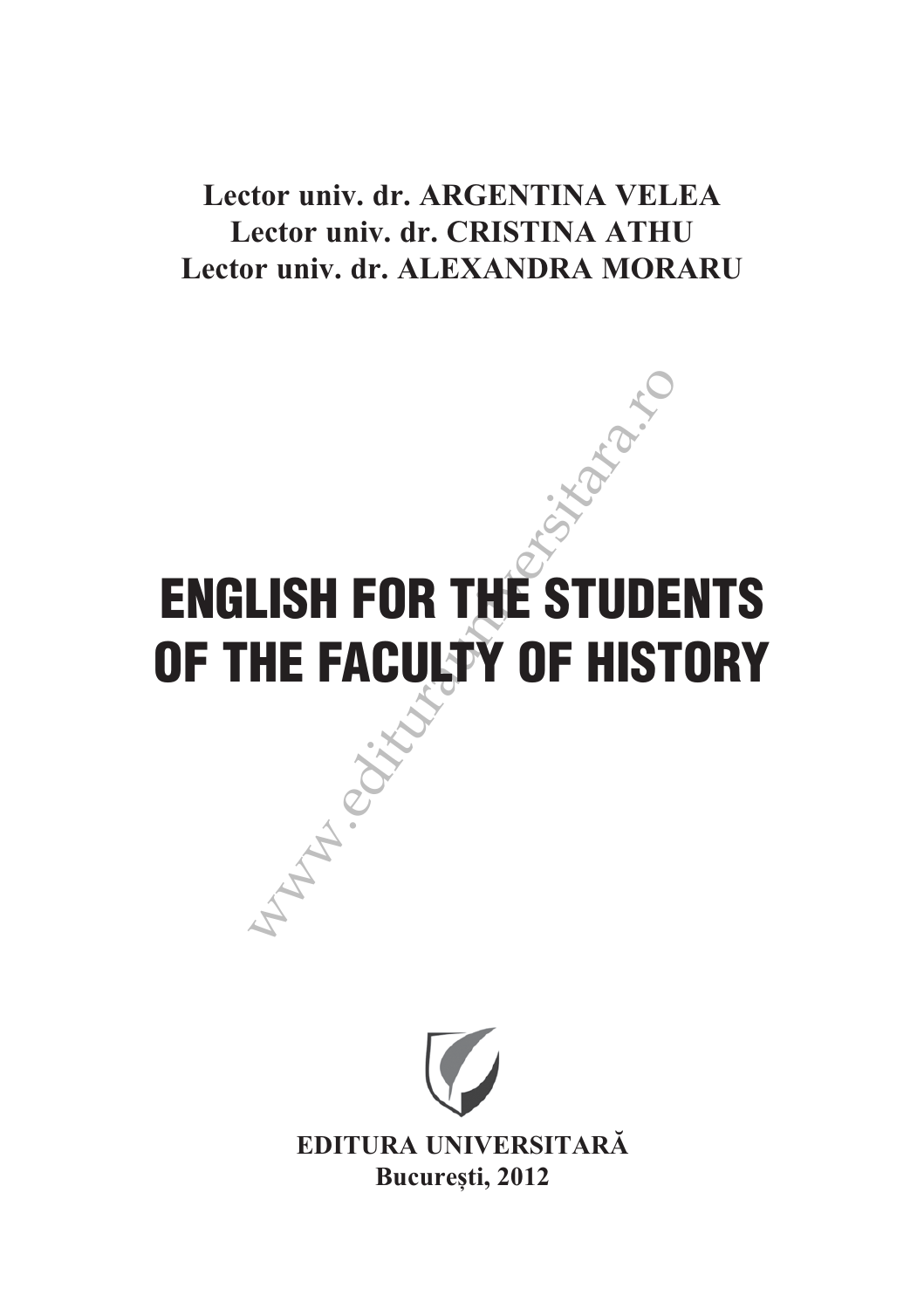**Lector univ. dr. ARGENTINA VELEA**
**Lector univ. dr. CRISTINA ATHU**
**Lector univ. dr. ALEXANDRA MORARU**

# ENGLISH FOR THE STUDENTS OF THE FACULTY OF HISTORY

**EDITURA UNIVERSITARĂ**
**București, 2012**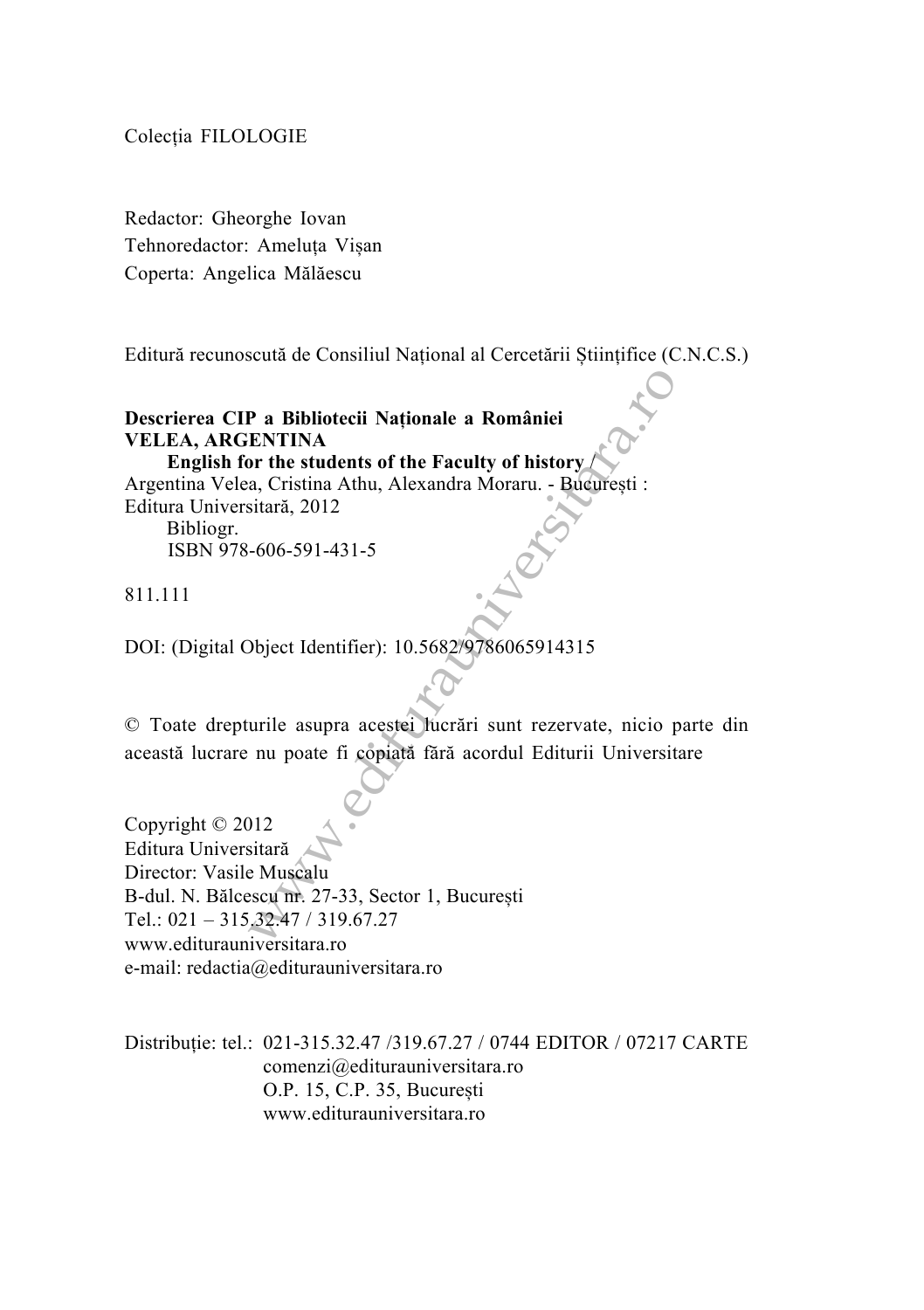Colecția FILOLOGIE

Redactor: Gheorghe Iovan
Tehnoredactor: Ameluța Vișan
Coperta: Angelica Mălăescu

Editură recunoscută de Consiliul Național al Cercetării Științifice (C.N.C.S.)

**Descrierea CIP a Bibliotecii Naționale a României**
**VELEA, ARGENTINA**
**English for the students of the Faculty of history** /
Argentina Velea, Cristina Athu, Alexandra Moraru. - București :
Editura Universitară, 2012
Bibliogr.
ISBN 978-606-591-431-5

811.111

DOI: (Digital Object Identifier): 10.5682/9786065914315

© Toate drepturile asupra acestei lucrări sunt rezervate, nicio parte din această lucrare nu poate fi copiată fără acordul Editurii Universitare

Copyright © 2012
Editura Universitară
Director: Vasile Muscalu
B-dul. N. Bălcescu nr. 27-33, Sector 1, București
Tel.: 021 – 315.32.47 / 319.67.27
www.editurauniversitara.ro
e-mail: redactia@editurauniversitara.ro

Distribuție: tel.: 021-315.32.47 /319.67.27 / 0744 EDITOR / 07217 CARTE
comenzi@editurauniversitara.ro
O.P. 15, C.P. 35, București
www.editurauniversitara.ro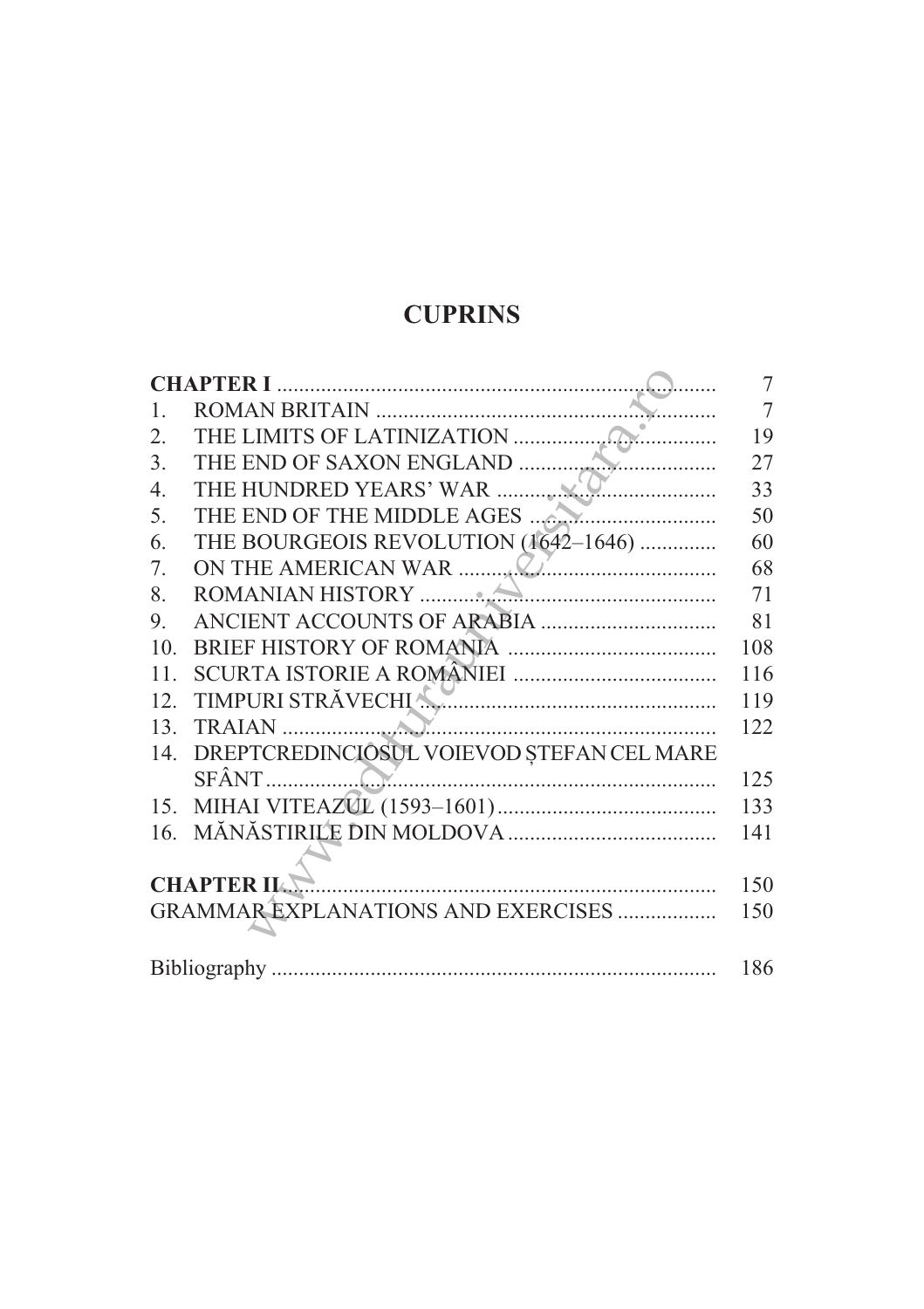# CUPRINS

| | | |
|---|---|---|
| **CHAPTER I** | | 7 |
| 1. | ROMAN BRITAIN | 7 |
| 2. | THE LIMITS OF LATINIZATION | 19 |
| 3. | THE END OF SAXON ENGLAND | 27 |
| 4. | THE HUNDRED YEARS' WAR | 33 |
| 5. | THE END OF THE MIDDLE AGES | 50 |
| 6. | THE BOURGEOIS REVOLUTION (1642–1646) | 60 |
| 7. | ON THE AMERICAN WAR | 68 |
| 8. | ROMANIAN HISTORY | 71 |
| 9. | ANCIENT ACCOUNTS OF ARABIA | 81 |
| 10. | BRIEF HISTORY OF ROMANIA | 108 |
| 11. | SCURTA ISTORIE A ROMÂNIEI | 116 |
| 12. | TIMPURI STRĂVECHI | 119 |
| 13. | TRAIAN | 122 |
| 14. | DREPTCREDINCIOSUL VOIEVOD ȘTEFAN CEL MARE SFÂNT | 125 |
| 15. | MIHAI VITEAZUL (1593–1601) | 133 |
| 16. | MĂNĂSTIRILE DIN MOLDOVA | 141 |
| **CHAPTER II** | | 150 |
| GRAMMAR EXPLANATIONS AND EXERCISES | | 150 |
| Bibliography | | 186 |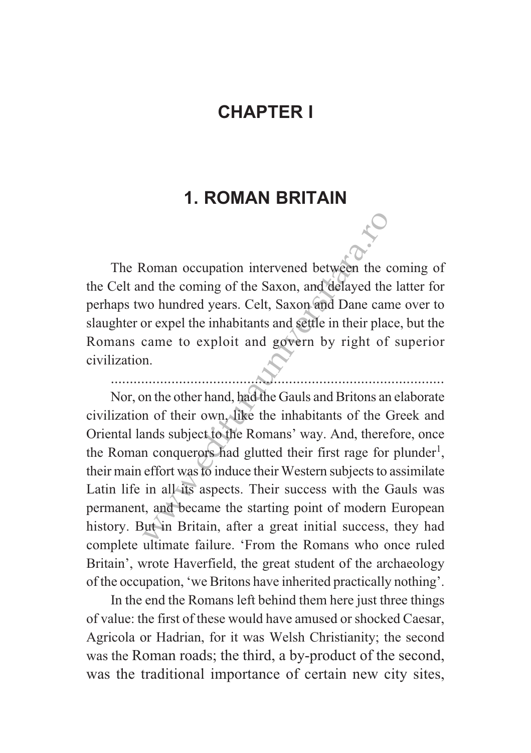# CHAPTER I

## 1. ROMAN BRITAIN

The Roman occupation intervened between the coming of the Celt and the coming of the Saxon, and delayed the latter for perhaps two hundred years. Celt, Saxon and Dane came over to slaughter or expel the inhabitants and settle in their place, but the Romans came to exploit and govern by right of superior civilization.

..........................................................................................

Nor, on the other hand, had the Gauls and Britons an elaborate civilization of their own, like the inhabitants of the Greek and Oriental lands subject to the Romans' way. And, therefore, once the Roman conquerors had glutted their first rage for plunder[1], their main effort was to induce their Western subjects to assimilate Latin life in all its aspects. Their success with the Gauls was permanent, and became the starting point of modern European history. But in Britain, after a great initial success, they had complete ultimate failure. 'From the Romans who once ruled Britain', wrote Haverfield, the great student of the archaeology of the occupation, 'we Britons have inherited practically nothing'.

In the end the Romans left behind them here just three things of value: the first of these would have amused or shocked Caesar, Agricola or Hadrian, for it was Welsh Christianity; the second was the Roman roads; the third, a by-product of the second, was the traditional importance of certain new city sites,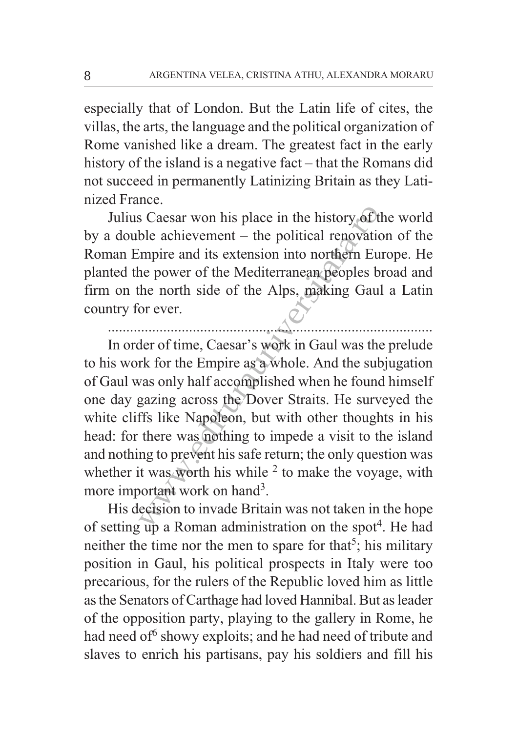especially that of London. But the Latin life of cites, the villas, the arts, the language and the political organization of Rome vanished like a dream. The greatest fact in the early history of the island is a negative fact – that the Romans did not succeed in permanently Latinizing Britain as they Latinized France.

Julius Caesar won his place in the history of the world by a double achievement – the political renovation of the Roman Empire and its extension into northern Europe. He planted the power of the Mediterranean peoples broad and firm on the north side of the Alps, making Gaul a Latin country for ever.

..............................................................................................

In order of time, Caesar's work in Gaul was the prelude to his work for the Empire as a whole. And the subjugation of Gaul was only half accomplished when he found himself one day gazing across the Dover Straits. He surveyed the white cliffs like Napoleon, but with other thoughts in his head: for there was nothing to impede a visit to the island and nothing to prevent his safe return; the only question was whether it was worth his while [2] to make the voyage, with more important work on hand[3].

His decision to invade Britain was not taken in the hope of setting up a Roman administration on the spot[4]. He had neither the time nor the men to spare for that[5]; his military position in Gaul, his political prospects in Italy were too precarious, for the rulers of the Republic loved him as little as the Senators of Carthage had loved Hannibal. But as leader of the opposition party, playing to the gallery in Rome, he had need of[6] showy exploits; and he had need of tribute and slaves to enrich his partisans, pay his soldiers and fill his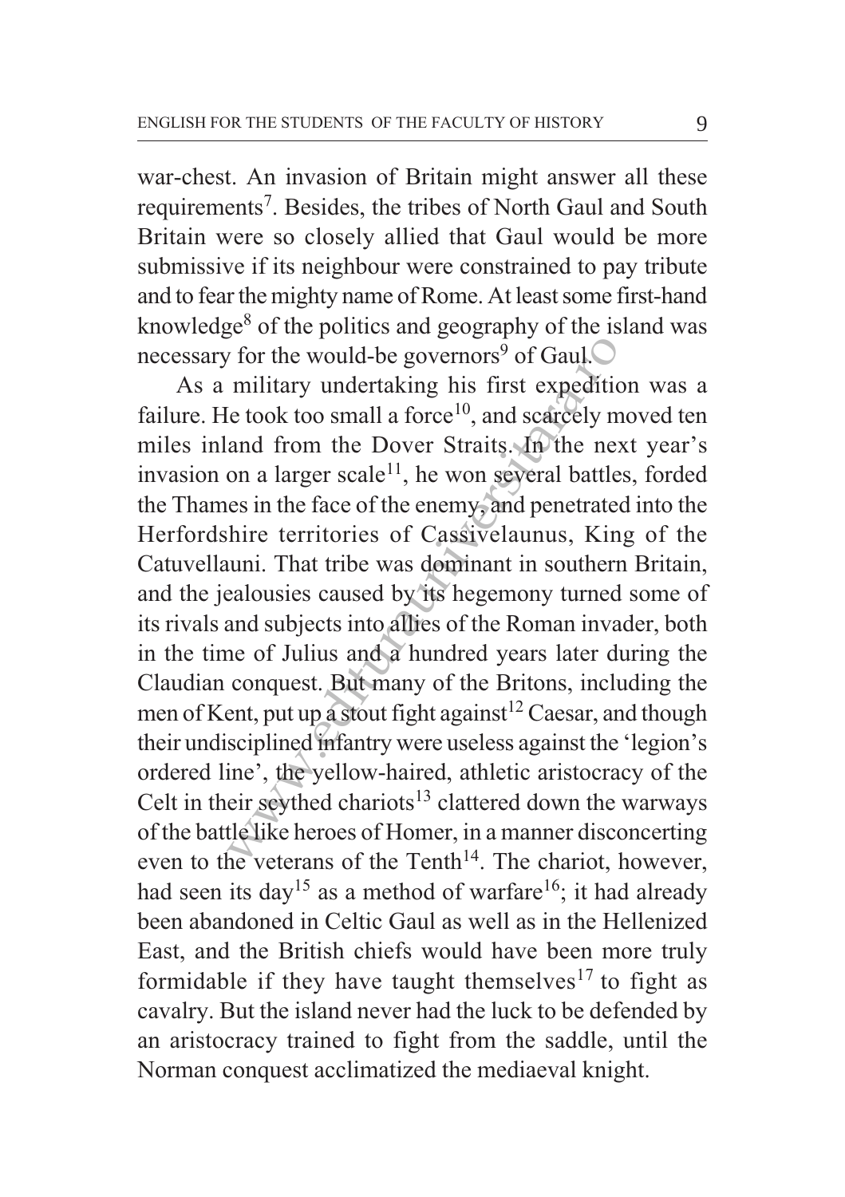war-chest. An invasion of Britain might answer all these requirements[7]. Besides, the tribes of North Gaul and South Britain were so closely allied that Gaul would be more submissive if its neighbour were constrained to pay tribute and to fear the mighty name of Rome. At least some first-hand knowledge[8] of the politics and geography of the island was necessary for the would-be governors[9] of Gaul.

As a military undertaking his first expedition was a failure. He took too small a force[10], and scarcely moved ten miles inland from the Dover Straits. In the next year's invasion on a larger scale[11], he won several battles, forded the Thames in the face of the enemy, and penetrated into the Herfordshire territories of Cassivelaunus, King of the Catuvellauni. That tribe was dominant in southern Britain, and the jealousies caused by its hegemony turned some of its rivals and subjects into allies of the Roman invader, both in the time of Julius and a hundred years later during the Claudian conquest. But many of the Britons, including the men of Kent, put up a stout fight against[12] Caesar, and though their undisciplined infantry were useless against the 'legion's ordered line', the yellow-haired, athletic aristocracy of the Celt in their scythed chariots[13] clattered down the warways of the battle like heroes of Homer, in a manner disconcerting even to the veterans of the Tenth[14]. The chariot, however, had seen its day[15] as a method of warfare[16]; it had already been abandoned in Celtic Gaul as well as in the Hellenized East, and the British chiefs would have been more truly formidable if they have taught themselves[17] to fight as cavalry. But the island never had the luck to be defended by an aristocracy trained to fight from the saddle, until the Norman conquest acclimatized the mediaeval knight.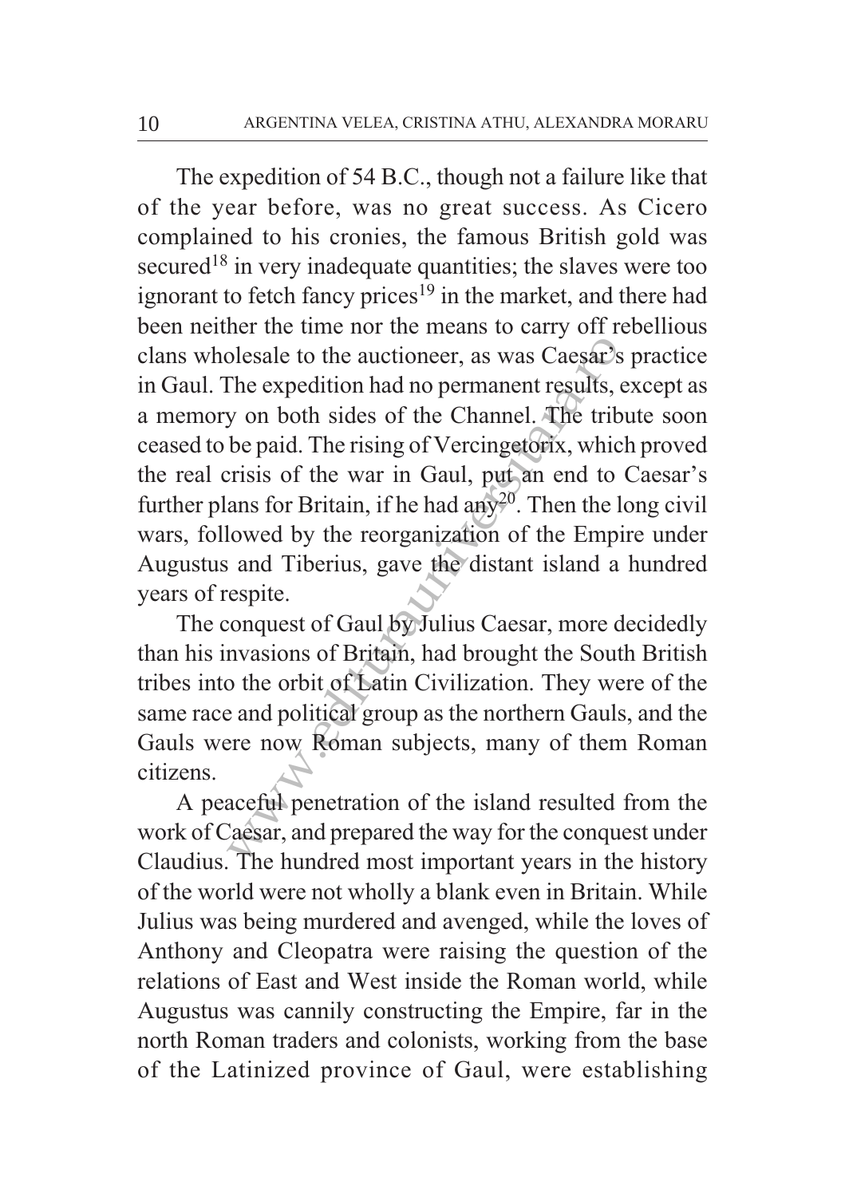The expedition of 54 B.C., though not a failure like that of the year before, was no great success. As Cicero complained to his cronies, the famous British gold was secured[18] in very inadequate quantities; the slaves were too ignorant to fetch fancy prices[19] in the market, and there had been neither the time nor the means to carry off rebellious clans wholesale to the auctioneer, as was Caesar's practice in Gaul. The expedition had no permanent results, except as a memory on both sides of the Channel. The tribute soon ceased to be paid. The rising of Vercingetorix, which proved the real crisis of the war in Gaul, put an end to Caesar's further plans for Britain, if he had any[20]. Then the long civil wars, followed by the reorganization of the Empire under Augustus and Tiberius, gave the distant island a hundred years of respite.

The conquest of Gaul by Julius Caesar, more decidedly than his invasions of Britain, had brought the South British tribes into the orbit of Latin Civilization. They were of the same race and political group as the northern Gauls, and the Gauls were now Roman subjects, many of them Roman citizens.

A peaceful penetration of the island resulted from the work of Caesar, and prepared the way for the conquest under Claudius. The hundred most important years in the history of the world were not wholly a blank even in Britain. While Julius was being murdered and avenged, while the loves of Anthony and Cleopatra were raising the question of the relations of East and West inside the Roman world, while Augustus was cannily constructing the Empire, far in the north Roman traders and colonists, working from the base of the Latinized province of Gaul, were establishing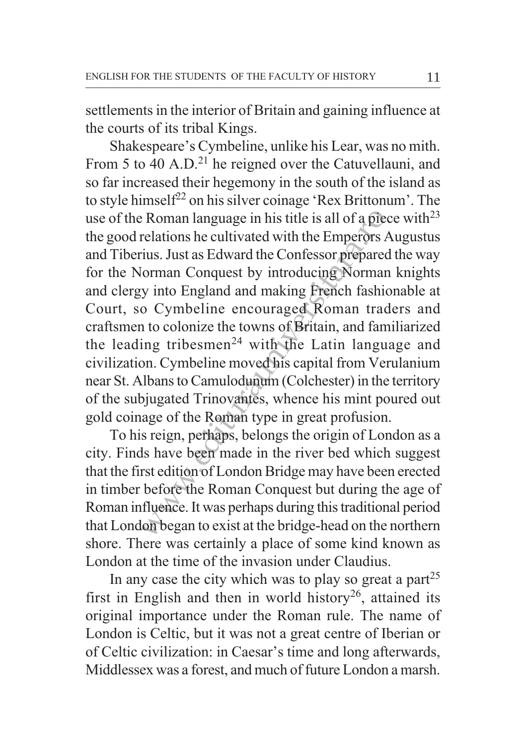settlements in the interior of Britain and gaining influence at the courts of its tribal Kings.

Shakespeare's Cymbeline, unlike his Lear, was no mith. From 5 to 40 A.D.[21] he reigned over the Catuvellauni, and so far increased their hegemony in the south of the island as to style himself[22] on his silver coinage 'Rex Brittonum'. The use of the Roman language in his title is all of a piece with[23] the good relations he cultivated with the Emperors Augustus and Tiberius. Just as Edward the Confessor prepared the way for the Norman Conquest by introducing Norman knights and clergy into England and making French fashionable at Court, so Cymbeline encouraged Roman traders and craftsmen to colonize the towns of Britain, and familiarized the leading tribesmen[24] with the Latin language and civilization. Cymbeline moved his capital from Verulanium near St. Albans to Camulodunum (Colchester) in the territory of the subjugated Trinovantes, whence his mint poured out gold coinage of the Roman type in great profusion.

To his reign, perhaps, belongs the origin of London as a city. Finds have been made in the river bed which suggest that the first edition of London Bridge may have been erected in timber before the Roman Conquest but during the age of Roman influence. It was perhaps during this traditional period that London began to exist at the bridge-head on the northern shore. There was certainly a place of some kind known as London at the time of the invasion under Claudius.

In any case the city which was to play so great a part[25] first in English and then in world history[26], attained its original importance under the Roman rule. The name of London is Celtic, but it was not a great centre of Iberian or of Celtic civilization: in Caesar's time and long afterwards, Middlessex was a forest, and much of future London a marsh.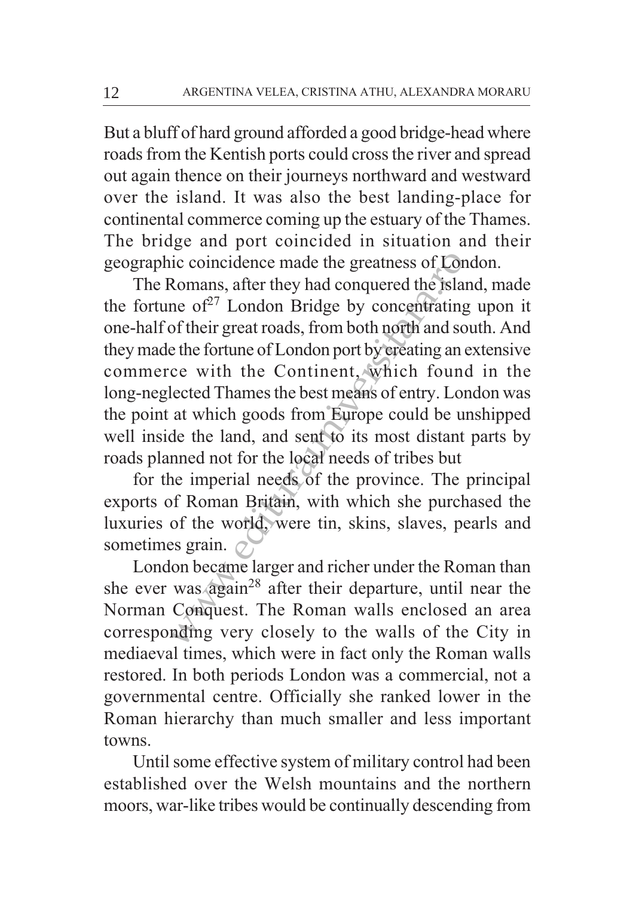But a bluff of hard ground afforded a good bridge-head where roads from the Kentish ports could cross the river and spread out again thence on their journeys northward and westward over the island. It was also the best landing-place for continental commerce coming up the estuary of the Thames. The bridge and port coincided in situation and their geographic coincidence made the greatness of London.

The Romans, after they had conquered the island, made the fortune of[27] London Bridge by concentrating upon it one-half of their great roads, from both north and south. And they made the fortune of London port by creating an extensive commerce with the Continent, which found in the long-neglected Thames the best means of entry. London was the point at which goods from Europe could be unshipped well inside the land, and sent to its most distant parts by roads planned not for the local needs of tribes but

for the imperial needs of the province. The principal exports of Roman Britain, with which she purchased the luxuries of the world, were tin, skins, slaves, pearls and sometimes grain.

London became larger and richer under the Roman than she ever was again[28] after their departure, until near the Norman Conquest. The Roman walls enclosed an area corresponding very closely to the walls of the City in mediaeval times, which were in fact only the Roman walls restored. In both periods London was a commercial, not a governmental centre. Officially she ranked lower in the Roman hierarchy than much smaller and less important towns.

Until some effective system of military control had been established over the Welsh mountains and the northern moors, war-like tribes would be continually descending from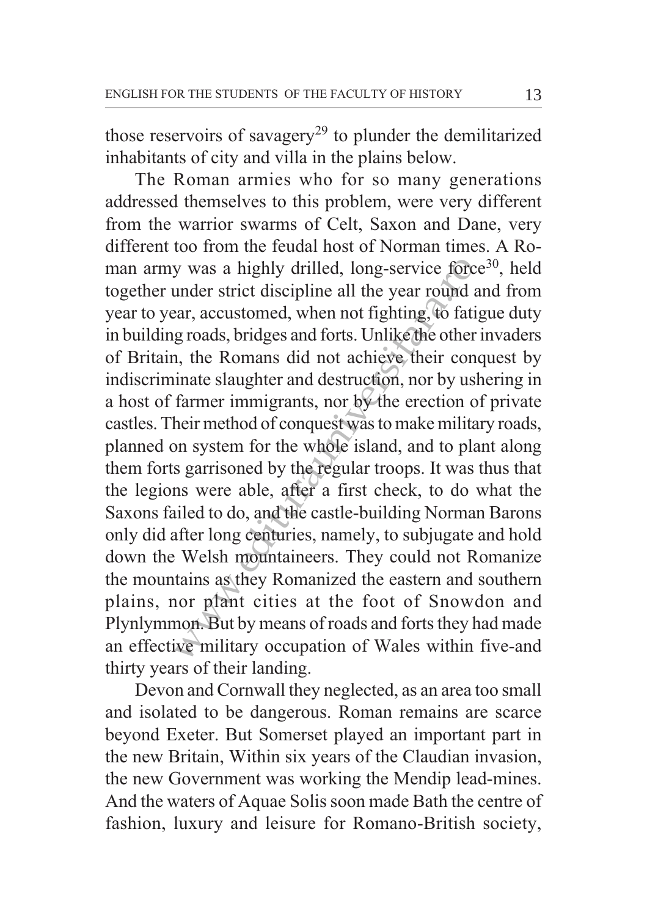those reservoirs of savagery[29] to plunder the demilitarized inhabitants of city and villa in the plains below.

The Roman armies who for so many generations addressed themselves to this problem, were very different from the warrior swarms of Celt, Saxon and Dane, very different too from the feudal host of Norman times. A Roman army was a highly drilled, long-service force[30], held together under strict discipline all the year round and from year to year, accustomed, when not fighting, to fatigue duty in building roads, bridges and forts. Unlike the other invaders of Britain, the Romans did not achieve their conquest by indiscriminate slaughter and destruction, nor by ushering in a host of farmer immigrants, nor by the erection of private castles. Their method of conquest was to make military roads, planned on system for the whole island, and to plant along them forts garrisoned by the regular troops. It was thus that the legions were able, after a first check, to do what the Saxons failed to do, and the castle-building Norman Barons only did after long centuries, namely, to subjugate and hold down the Welsh mountaineers. They could not Romanize the mountains as they Romanized the eastern and southern plains, nor plant cities at the foot of Snowdon and Plynlymmon. But by means of roads and forts they had made an effective military occupation of Wales within five-and thirty years of their landing.

Devon and Cornwall they neglected, as an area too small and isolated to be dangerous. Roman remains are scarce beyond Exeter. But Somerset played an important part in the new Britain, Within six years of the Claudian invasion, the new Government was working the Mendip lead-mines. And the waters of Aquae Solis soon made Bath the centre of fashion, luxury and leisure for Romano-British society,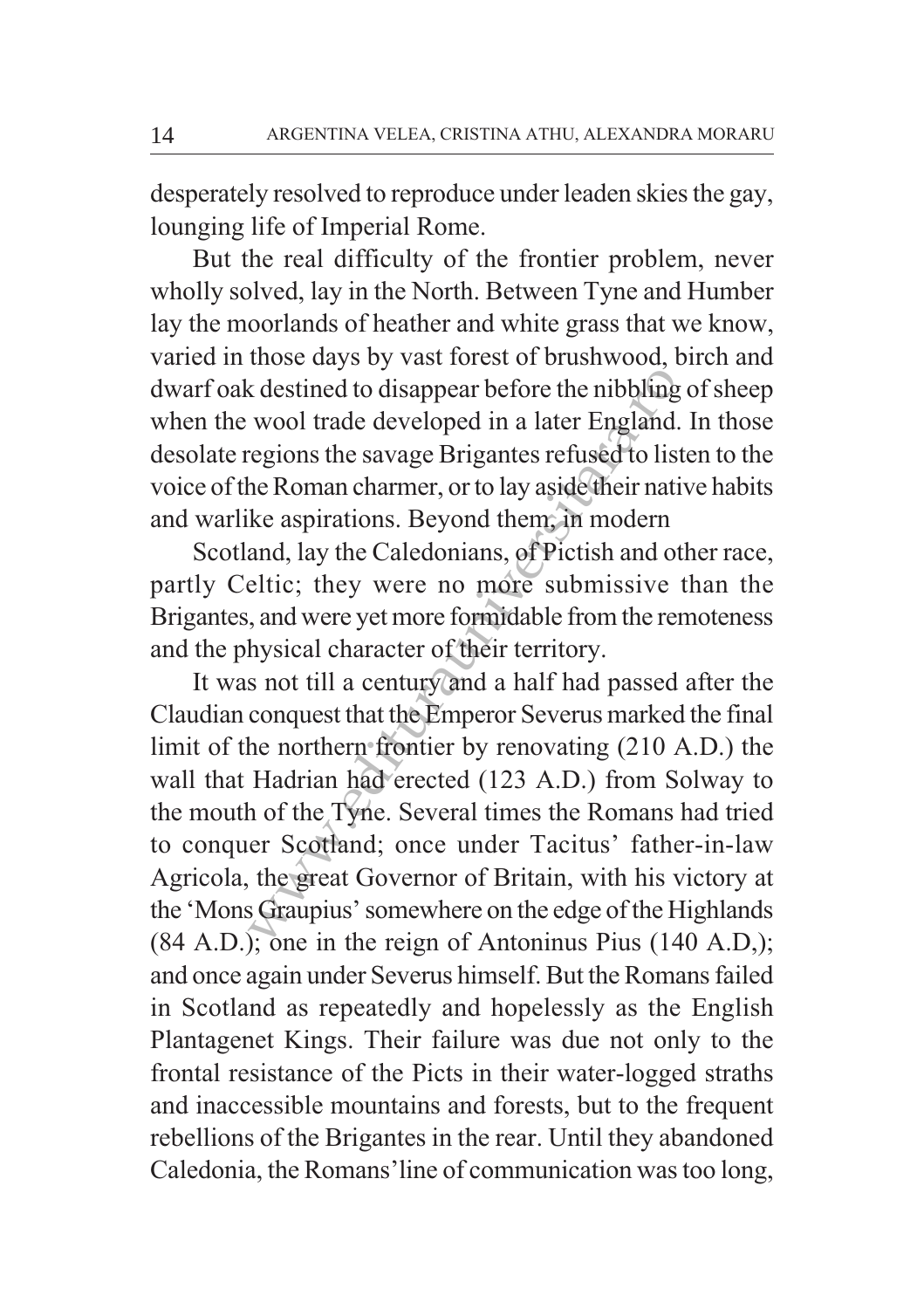desperately resolved to reproduce under leaden skies the gay, lounging life of Imperial Rome.

But the real difficulty of the frontier problem, never wholly solved, lay in the North. Between Tyne and Humber lay the moorlands of heather and white grass that we know, varied in those days by vast forest of brushwood, birch and dwarf oak destined to disappear before the nibbling of sheep when the wool trade developed in a later England. In those desolate regions the savage Brigantes refused to listen to the voice of the Roman charmer, or to lay aside their native habits and warlike aspirations. Beyond them, in modern

Scotland, lay the Caledonians, of Pictish and other race, partly Celtic; they were no more submissive than the Brigantes, and were yet more formidable from the remoteness and the physical character of their territory.

It was not till a century and a half had passed after the Claudian conquest that the Emperor Severus marked the final limit of the northern frontier by renovating (210 A.D.) the wall that Hadrian had erected (123 A.D.) from Solway to the mouth of the Tyne. Several times the Romans had tried to conquer Scotland; once under Tacitus' father-in-law Agricola, the great Governor of Britain, with his victory at the 'Mons Graupius' somewhere on the edge of the Highlands (84 A.D.); one in the reign of Antoninus Pius (140 A.D,); and once again under Severus himself. But the Romans failed in Scotland as repeatedly and hopelessly as the English Plantagenet Kings. Their failure was due not only to the frontal resistance of the Picts in their water-logged straths and inaccessible mountains and forests, but to the frequent rebellions of the Brigantes in the rear. Until they abandoned Caledonia, the Romans' line of communication was too long,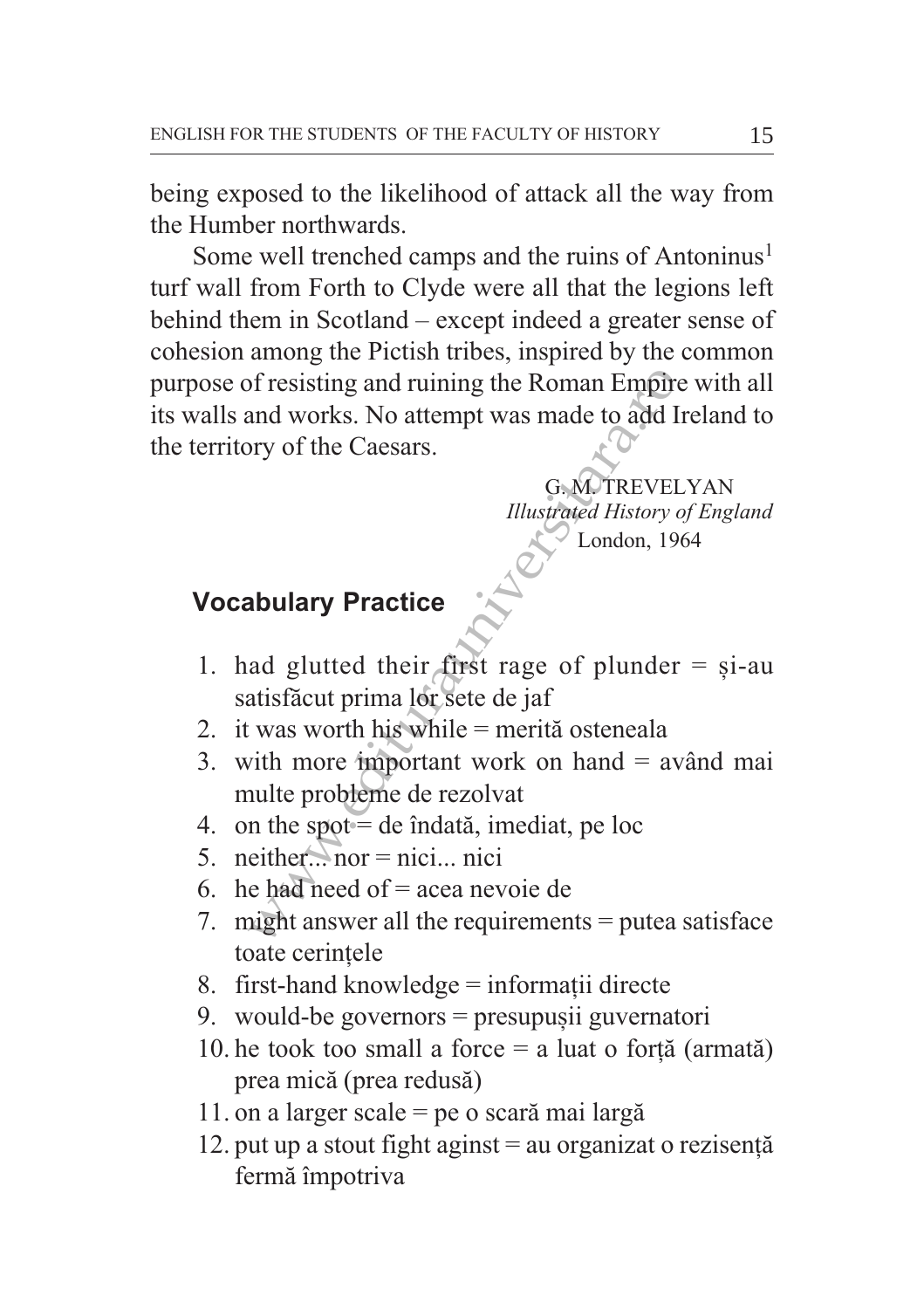being exposed to the likelihood of attack all the way from the Humber northwards.

Some well trenched camps and the ruins of Antoninus[1] turf wall from Forth to Clyde were all that the legions left behind them in Scotland – except indeed a greater sense of cohesion among the Pictish tribes, inspired by the common purpose of resisting and ruining the Roman Empire with all its walls and works. No attempt was made to add Ireland to the territory of the Caesars.

G. M. TREVELYAN
*Illustrated History of England*
London, 1964

## Vocabulary Practice

1. had glutted their first rage of plunder = și-au satisfăcut prima lor sete de jaf
2. it was worth his while = merită osteneala
3. with more important work on hand = având mai multe probleme de rezolvat
4. on the spot = de îndată, imediat, pe loc
5. neither... nor = nici... nici
6. he had need of = acea nevoie de
7. might answer all the requirements = putea satisface toate cerințele
8. first-hand knowledge = informații directe
9. would-be governors = presupușii guvernatori
10. he took too small a force = a luat o forță (armată) prea mică (prea redusă)
11. on a larger scale = pe o scară mai largă
12. put up a stout fight aginst = au organizat o rezisență fermă împotriva